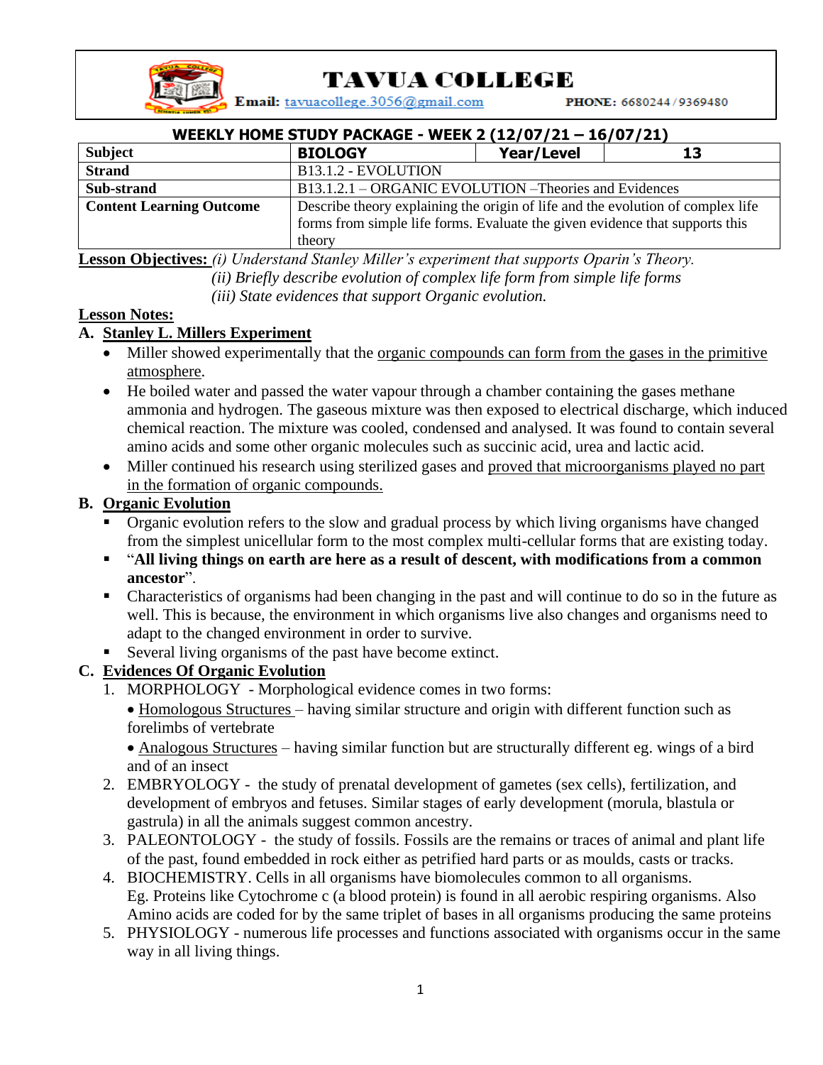# TAVUA COLLEGE

**Email:** tavuacollege.3056@gmail.com **PHONE:** 6680244 / 9369480

**WEEKLY HOME STUDY PACKAGE - WEEK 2 (12/07/21 – 16/07/21)**

| Subject | BIOLOGY | Year/Level | 13 |
|---|---|---|---|
| Strand | B13.1.2 - EVOLUTION | | |
| Sub-strand | B13.1.2.1 – ORGANIC EVOLUTION –Theories and Evidences | | |
| Content Learning Outcome | Describe theory explaining the origin of life and the evolution of complex life forms from simple life forms. Evaluate the given evidence that supports this theory | | |

**Lesson Objectives:** *(i) Understand Stanley Miller's experiment that supports Oparin's Theory.*
*(ii) Briefly describe evolution of complex life form from simple life forms*
*(iii) State evidences that support Organic evolution.*

**Lesson Notes:**

**A. Stanley L. Millers Experiment**

- Miller showed experimentally that the organic compounds can form from the gases in the primitive atmosphere.
- He boiled water and passed the water vapour through a chamber containing the gases methane ammonia and hydrogen. The gaseous mixture was then exposed to electrical discharge, which induced chemical reaction. The mixture was cooled, condensed and analysed. It was found to contain several amino acids and some other organic molecules such as succinic acid, urea and lactic acid.
- Miller continued his research using sterilized gases and proved that microorganisms played no part in the formation of organic compounds.

**B. Organic Evolution**

- Organic evolution refers to the slow and gradual process by which living organisms have changed from the simplest unicellular form to the most complex multi-cellular forms that are existing today.
- "**All living things on earth are here as a result of descent, with modifications from a common ancestor**".
- Characteristics of organisms had been changing in the past and will continue to do so in the future as well. This is because, the environment in which organisms live also changes and organisms need to adapt to the changed environment in order to survive.
- Several living organisms of the past have become extinct.

**C. Evidences Of Organic Evolution**

1. MORPHOLOGY - Morphological evidence comes in two forms:
   - Homologous Structures – having similar structure and origin with different function such as forelimbs of vertebrate
   - Analogous Structures – having similar function but are structurally different eg. wings of a bird and of an insect
2. EMBRYOLOGY - the study of prenatal development of gametes (sex cells), fertilization, and development of embryos and fetuses. Similar stages of early development (morula, blastula or gastrula) in all the animals suggest common ancestry.
3. PALEONTOLOGY - the study of fossils. Fossils are the remains or traces of animal and plant life of the past, found embedded in rock either as petrified hard parts or as moulds, casts or tracks.
4. BIOCHEMISTRY. Cells in all organisms have biomolecules common to all organisms. Eg. Proteins like Cytochrome c (a blood protein) is found in all aerobic respiring organisms. Also Amino acids are coded for by the same triplet of bases in all organisms producing the same proteins
5. PHYSIOLOGY - numerous life processes and functions associated with organisms occur in the same way in all living things.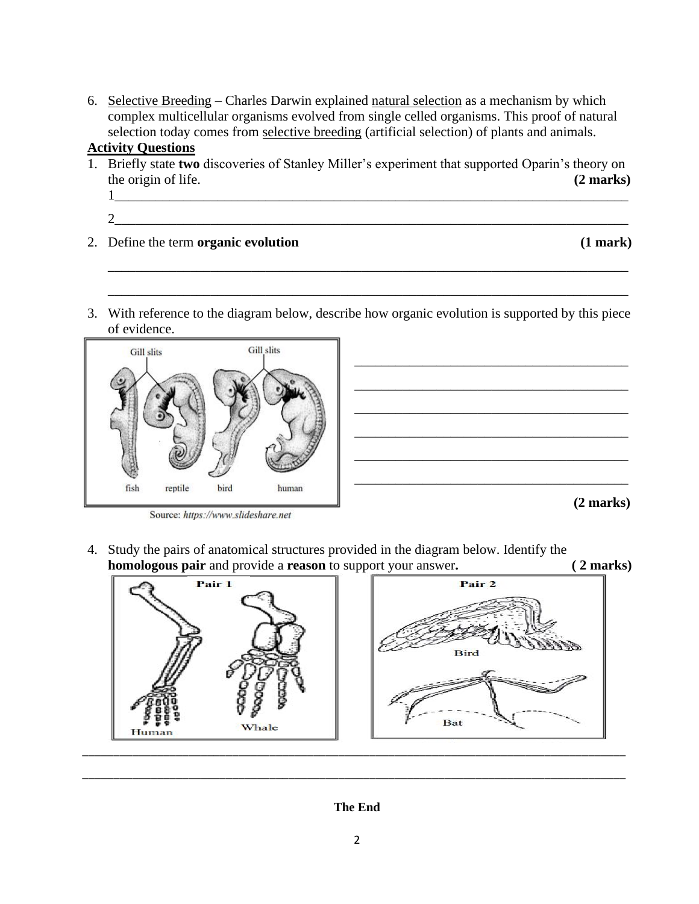6. Selective Breeding – Charles Darwin explained natural selection as a mechanism by which complex multicellular organisms evolved from single celled organisms. This proof of natural selection today comes from selective breeding (artificial selection) of plants and animals.

**Activity Questions**

1. Briefly state **two** discoveries of Stanley Miller's experiment that supported Oparin's theory on the origin of life. **(2 marks)**

   1\_\_\_\_\_\_\_\_\_\_\_\_\_\_\_\_\_\_\_\_\_\_\_\_\_\_\_\_\_\_\_\_\_\_\_\_\_\_\_\_\_\_\_\_\_\_\_\_\_\_\_\_\_\_\_\_\_\_\_\_

   2\_\_\_\_\_\_\_\_\_\_\_\_\_\_\_\_\_\_\_\_\_\_\_\_\_\_\_\_\_\_\_\_\_\_\_\_\_\_\_\_\_\_\_\_\_\_\_\_\_\_\_\_\_\_\_\_\_\_\_\_

2. Define the term **organic evolution** **(1 mark)**

   \_\_\_\_\_\_\_\_\_\_\_\_\_\_\_\_\_\_\_\_\_\_\_\_\_\_\_\_\_\_\_\_\_\_\_\_\_\_\_\_\_\_\_\_\_\_\_\_\_\_\_\_\_\_\_\_\_\_\_\_

   \_\_\_\_\_\_\_\_\_\_\_\_\_\_\_\_\_\_\_\_\_\_\_\_\_\_\_\_\_\_\_\_\_\_\_\_\_\_\_\_\_\_\_\_\_\_\_\_\_\_\_\_\_\_\_\_\_\_\_\_

3. With reference to the diagram below, describe how organic evolution is supported by this piece of evidence.

   Gill slits

   Gill slits

   fish reptile bird human

   Source: *https://www.slideshare.net*

   \_\_\_\_\_\_\_\_\_\_\_\_\_\_\_\_\_\_\_\_\_\_\_\_\_\_\_\_\_\_\_\_\_\_\_\_\_\_\_\_

   \_\_\_\_\_\_\_\_\_\_\_\_\_\_\_\_\_\_\_\_\_\_\_\_\_\_\_\_\_\_\_\_\_\_\_\_\_\_\_\_

   \_\_\_\_\_\_\_\_\_\_\_\_\_\_\_\_\_\_\_\_\_\_\_\_\_\_\_\_\_\_\_\_\_\_\_\_\_\_\_\_

   \_\_\_\_\_\_\_\_\_\_\_\_\_\_\_\_\_\_\_\_\_\_\_\_\_\_\_\_\_\_\_\_\_\_\_\_\_\_\_\_

   \_\_\_\_\_\_\_\_\_\_\_\_\_\_\_\_\_\_\_\_\_\_\_\_\_\_\_\_\_\_\_\_\_\_\_\_\_\_\_\_

   \_\_\_\_\_\_\_\_\_\_\_\_\_\_\_\_\_\_\_\_\_\_\_\_\_\_\_\_\_\_\_\_\_\_\_\_\_\_\_\_

   **(2 marks)**

4. Study the pairs of anatomical structures provided in the diagram below. Identify the **homologous pair** and provide a **reason** to support your answer**.** **( 2 marks)**

   Pair 1

   Human Whale

   Pair 2

   Bird

   Bat

\_\_\_\_\_\_\_\_\_\_\_\_\_\_\_\_\_\_\_\_\_\_\_\_\_\_\_\_\_\_\_\_\_\_\_\_\_\_\_\_\_\_\_\_\_\_\_\_\_\_\_\_\_\_\_\_\_\_\_\_\_\_\_\_

\_\_\_\_\_\_\_\_\_\_\_\_\_\_\_\_\_\_\_\_\_\_\_\_\_\_\_\_\_\_\_\_\_\_\_\_\_\_\_\_\_\_\_\_\_\_\_\_\_\_\_\_\_\_\_\_\_\_\_\_\_\_\_\_

**The End**